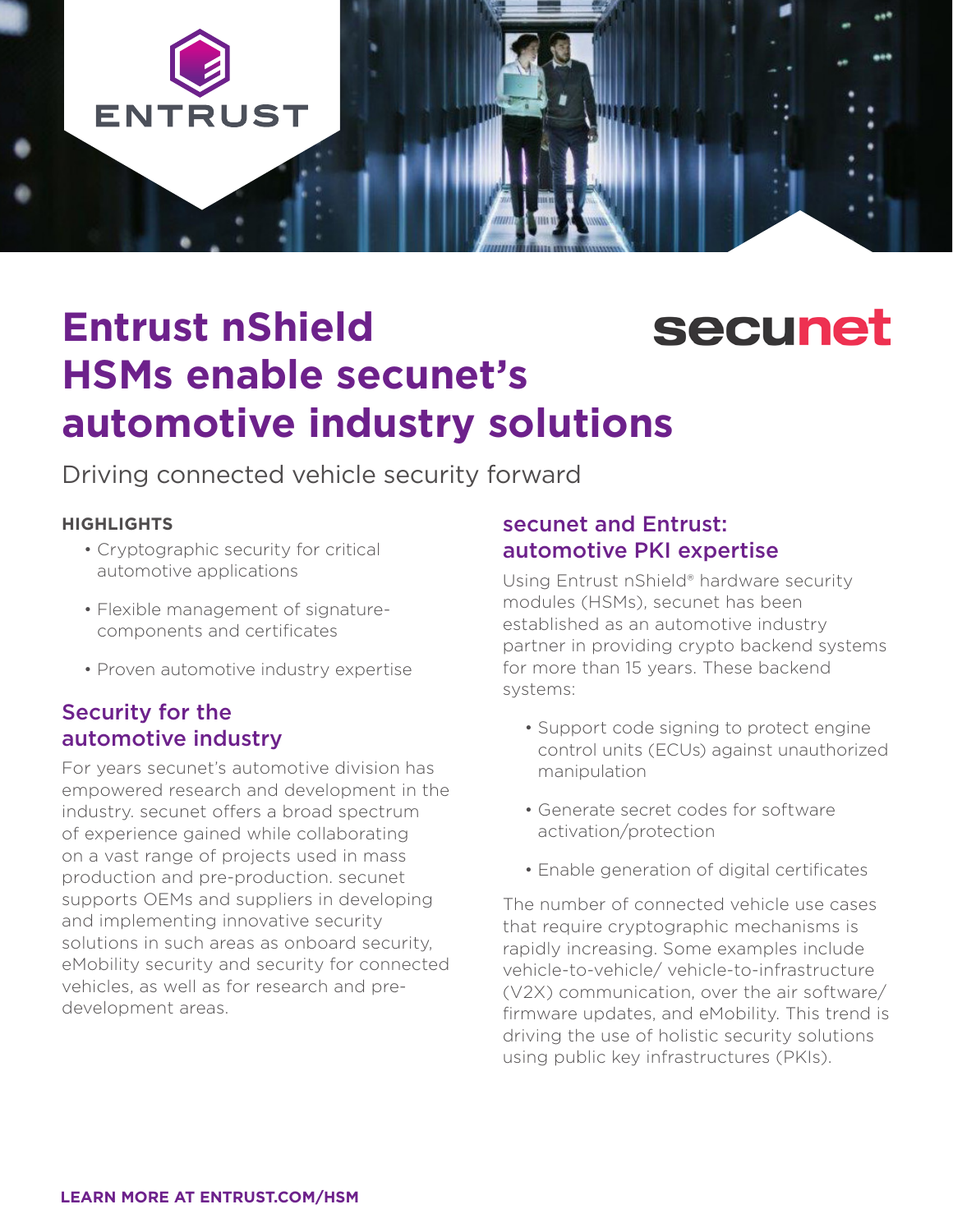# Entrust nShield HSMs enable secunet's automotive industry solutions

Driving connected vehicle security forward

**HIGHLIGHTS**

- Cryptographic security for critical automotive applications
- Flexible management of signature-components and certificates
- Proven automotive industry expertise

## Security for the automotive industry

For years secunet's automotive division has empowered research and development in the industry. secunet offers a broad spectrum of experience gained while collaborating on a vast range of projects used in mass production and pre-production. secunet supports OEMs and suppliers in developing and implementing innovative security solutions in such areas as onboard security, eMobility security and security for connected vehicles, as well as for research and pre-development areas.

## secunet and Entrust: automotive PKI expertise

Using Entrust nShield® hardware security modules (HSMs), secunet has been established as an automotive industry partner in providing crypto backend systems for more than 15 years. These backend systems:

- Support code signing to protect engine control units (ECUs) against unauthorized manipulation
- Generate secret codes for software activation/protection
- Enable generation of digital certificates

The number of connected vehicle use cases that require cryptographic mechanisms is rapidly increasing. Some examples include vehicle-to-vehicle/ vehicle-to-infrastructure (V2X) communication, over the air software/ firmware updates, and eMobility. This trend is driving the use of holistic security solutions using public key infrastructures (PKIs).

**LEARN MORE AT ENTRUST.COM/HSM**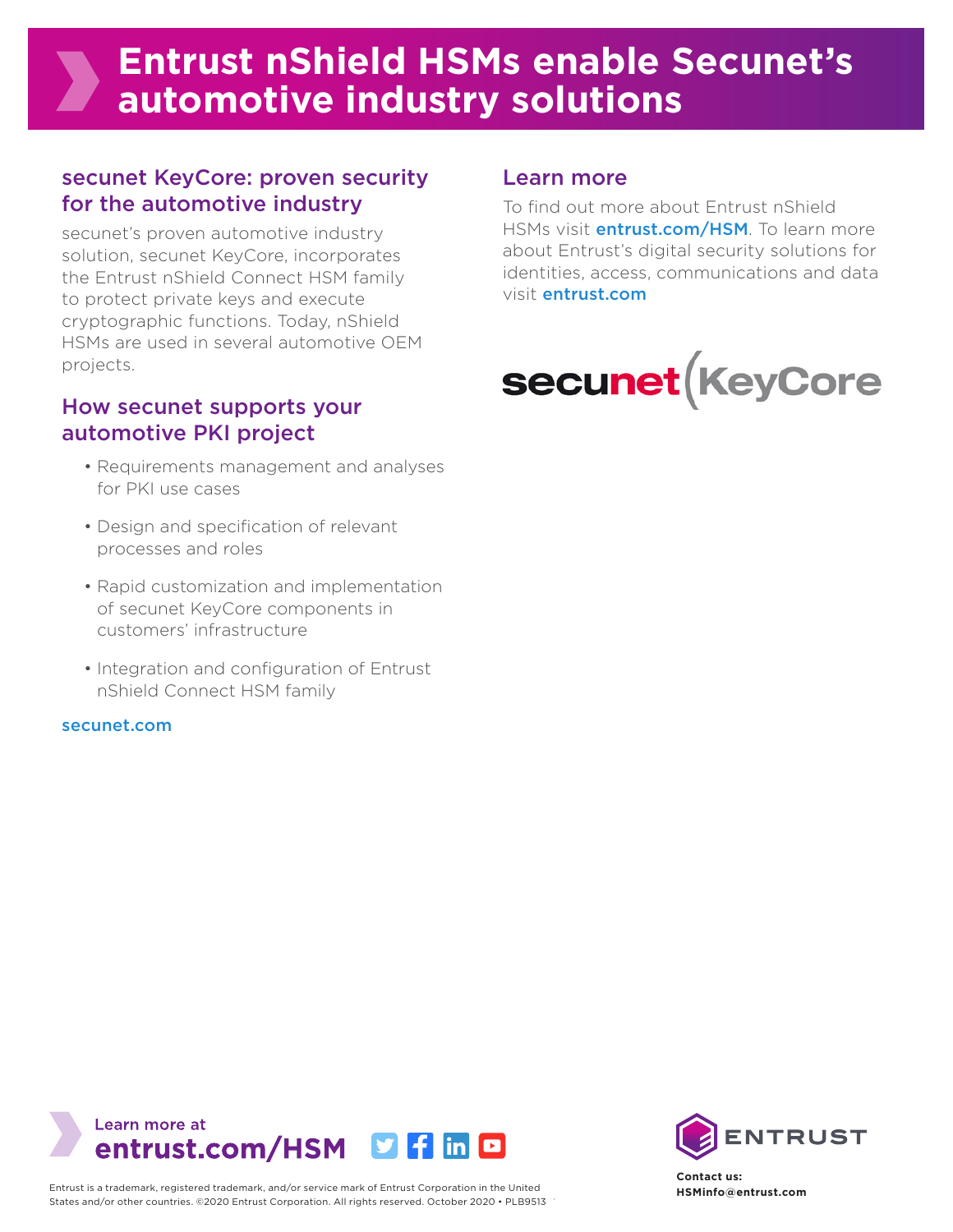# Entrust nShield HSMs enable Secunet's automotive industry solutions

## secunet KeyCore: proven security for the automotive industry

secunet's proven automotive industry solution, secunet KeyCore, incorporates the Entrust nShield Connect HSM family to protect private keys and execute cryptographic functions. Today, nShield HSMs are used in several automotive OEM projects.

## How secunet supports your automotive PKI project

- Requirements management and analyses for PKI use cases
- Design and specification of relevant processes and roles
- Rapid customization and implementation of secunet KeyCore components in customers' infrastructure
- Integration and configuration of Entrust nShield Connect HSM family

secunet.com

## Learn more

To find out more about Entrust nShield HSMs visit **entrust.com/HSM**. To learn more about Entrust's digital security solutions for identities, access, communications and data visit **entrust.com**

secunet KeyCore

Learn more at
**entrust.com/HSM**

Entrust is a trademark, registered trademark, and/or service mark of Entrust Corporation in the United States and/or other countries. ©2020 Entrust Corporation. All rights reserved. October 2020 • PLB9513

ENTRUST

**Contact us:**
**HSMinfo@entrust.com**